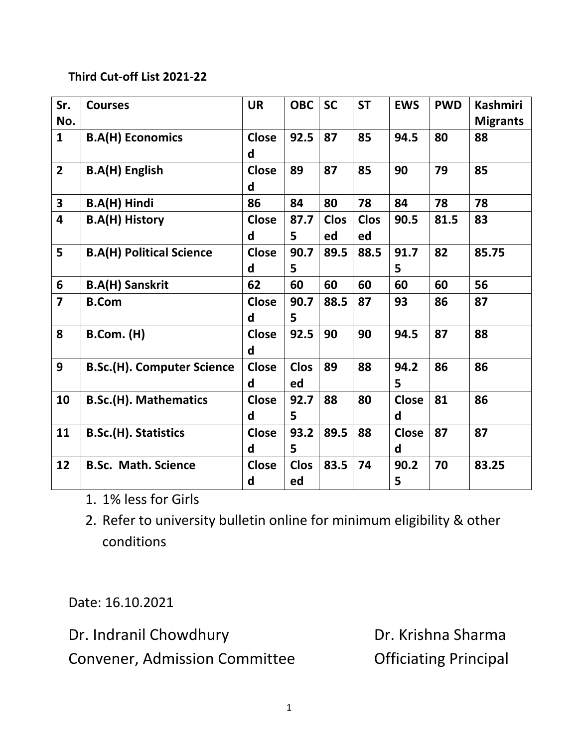**Third Cut-off List 2021-22**

| Sr. No. | Courses | UR | OBC | SC | ST | EWS | PWD | Kashmiri Migrants |
|---|---|---|---|---|---|---|---|---|
| 1 | B.A(H) Economics | Closed | 92.5 | 87 | 85 | 94.5 | 80 | 88 |
| 2 | B.A(H) English | Closed | 89 | 87 | 85 | 90 | 79 | 85 |
| 3 | B.A(H) Hindi | 86 | 84 | 80 | 78 | 84 | 78 | 78 |
| 4 | B.A(H) History | Closed | 87.75 | Closed | Closed | 90.5 | 81.5 | 83 |
| 5 | B.A(H) Political Science | Closed | 90.75 | 89.5 | 88.5 | 91.75 | 82 | 85.75 |
| 6 | B.A(H) Sanskrit | 62 | 60 | 60 | 60 | 60 | 60 | 56 |
| 7 | B.Com | Closed | 90.75 | 88.5 | 87 | 93 | 86 | 87 |
| 8 | B.Com. (H) | Closed | 92.5 | 90 | 90 | 94.5 | 87 | 88 |
| 9 | B.Sc.(H). Computer Science | Closed | Closed | 89 | 88 | 94.25 | 86 | 86 |
| 10 | B.Sc.(H). Mathematics | Closed | 92.75 | 88 | 80 | Closed | 81 | 86 |
| 11 | B.Sc.(H). Statistics | Closed | 93.25 | 89.5 | 88 | Closed | 87 | 87 |
| 12 | B.Sc. Math. Science | Closed | Closed | 83.5 | 74 | 90.25 | 70 | 83.25 |

1. 1% less for Girls
2. Refer to university bulletin online for minimum eligibility & other conditions

Date: 16.10.2021

Dr. Indranil Chowdhury
Convener, Admission Committee

Dr. Krishna Sharma
Officiating Principal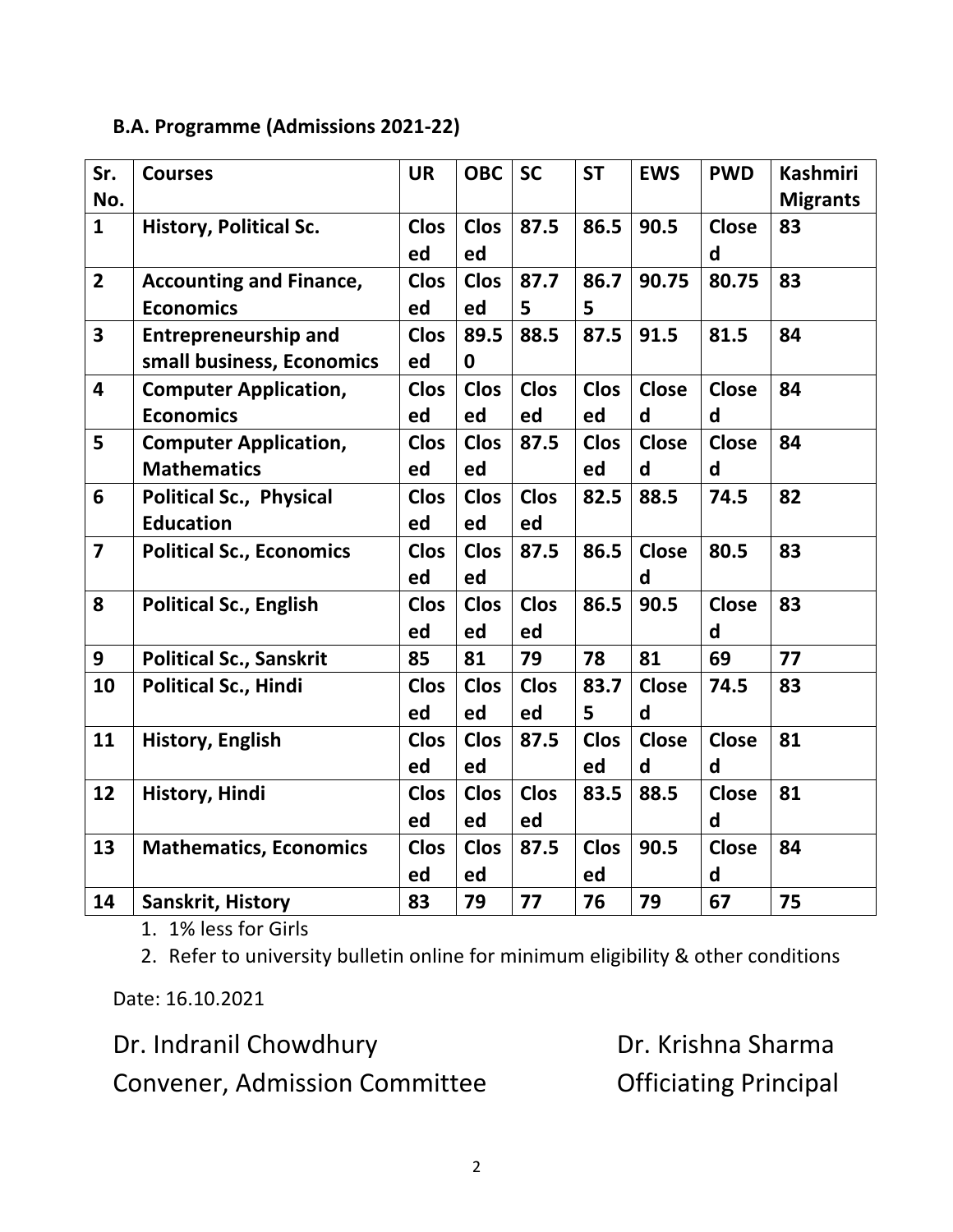**B.A. Programme (Admissions 2021-22)**

| Sr. No. | Courses | UR | OBC | SC | ST | EWS | PWD | Kashmiri Migrants |
|---|---|---|---|---|---|---|---|---|
| 1 | History, Political Sc. | Closed | Closed | 87.5 | 86.5 | 90.5 | Closed | 83 |
| 2 | Accounting and Finance, Economics | Closed | Closed | 87.75 | 86.75 | 90.75 | 80.75 | 83 |
| 3 | Entrepreneurship and small business, Economics | Closed | 89.50 | 88.5 | 87.5 | 91.5 | 81.5 | 84 |
| 4 | Computer Application, Economics | Closed | Closed | Closed | Closed | Closed | Closed | 84 |
| 5 | Computer Application, Mathematics | Closed | Closed | 87.5 | Closed | Closed | Closed | 84 |
| 6 | Political Sc., Physical Education | Closed | Closed | Closed | 82.5 | 88.5 | 74.5 | 82 |
| 7 | Political Sc., Economics | Closed | Closed | 87.5 | 86.5 | Closed | 80.5 | 83 |
| 8 | Political Sc., English | Closed | Closed | Closed | 86.5 | 90.5 | Closed | 83 |
| 9 | Political Sc., Sanskrit | 85 | 81 | 79 | 78 | 81 | 69 | 77 |
| 10 | Political Sc., Hindi | Closed | Closed | Closed | 83.75 | Closed | 74.5 | 83 |
| 11 | History, English | Closed | Closed | 87.5 | Closed | Closed | Closed | 81 |
| 12 | History, Hindi | Closed | Closed | Closed | 83.5 | 88.5 | Closed | 81 |
| 13 | Mathematics, Economics | Closed | Closed | 87.5 | Closed | 90.5 | Closed | 84 |
| 14 | Sanskrit, History | 83 | 79 | 77 | 76 | 79 | 67 | 75 |

1. 1% less for Girls
2. Refer to university bulletin online for minimum eligibility & other conditions

Date: 16.10.2021

Dr. Indranil Chowdhury
Convener, Admission Committee

Dr. Krishna Sharma
Officiating Principal